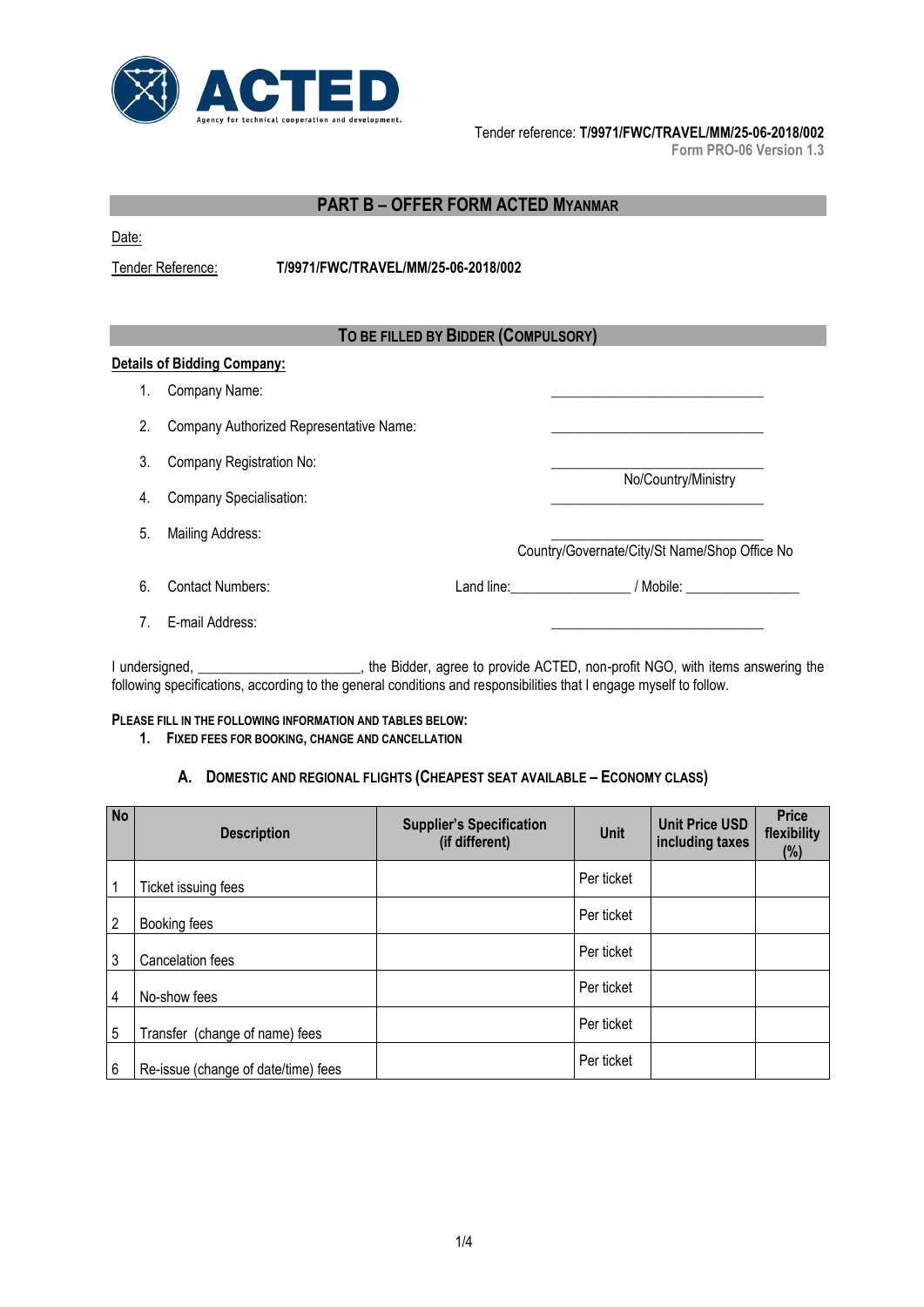Tender reference: **T/9971/FWC/TRAVEL/MM/25-06-2018/002**
Form PRO-06 Version 1.3

## PART B – OFFER FORM ACTED MYANMAR

Date:

Tender Reference: **T/9971/FWC/TRAVEL/MM/25-06-2018/002**

### TO BE FILLED BY BIDDER (COMPULSORY)

**Details of Bidding Company:**

1. Company Name: ______________________________
2. Company Authorized Representative Name: ______________________________
3. Company Registration No: ______________________________ No/Country/Ministry
4. Company Specialisation: ______________________________
5. Mailing Address: ______________________________ Country/Governate/City/St Name/Shop Office No
6. Contact Numbers: Land line:________________ / Mobile: _______________
7. E-mail Address: ______________________________

I undersigned, ______________________, the Bidder, agree to provide ACTED, non-profit NGO, with items answering the following specifications, according to the general conditions and responsibilities that I engage myself to follow.

**PLEASE FILL IN THE FOLLOWING INFORMATION AND TABLES BELOW:**

1. **FIXED FEES FOR BOOKING, CHANGE AND CANCELLATION**

**A. DOMESTIC AND REGIONAL FLIGHTS (CHEAPEST SEAT AVAILABLE – ECONOMY CLASS)**

| No | Description | Supplier's Specification (if different) | Unit | Unit Price USD including taxes | Price flexibility (%) |
|---|---|---|---|---|---|
| 1 | Ticket issuing fees | | Per ticket | | |
| 2 | Booking fees | | Per ticket | | |
| 3 | Cancelation fees | | Per ticket | | |
| 4 | No-show fees | | Per ticket | | |
| 5 | Transfer (change of name) fees | | Per ticket | | |
| 6 | Re-issue (change of date/time) fees | | Per ticket | | |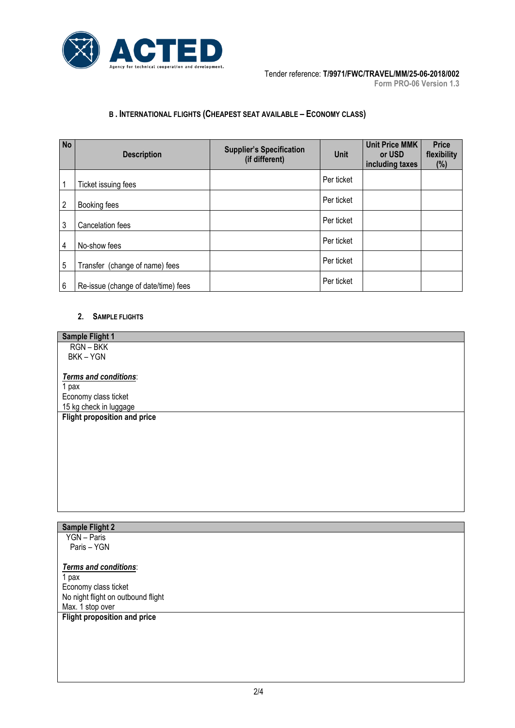Tender reference: **T/9971/FWC/TRAVEL/MM/25-06-2018/002**
**Form PRO-06 Version 1.3**

### B . International flights (Cheapest seat available – Economy class)

| No | Description | Supplier's Specification (if different) | Unit | Unit Price MMK or USD including taxes | Price flexibility (%) |
|---|---|---|---|---|---|
| 1 | Ticket issuing fees | | Per ticket | | |
| 2 | Booking fees | | Per ticket | | |
| 3 | Cancelation fees | | Per ticket | | |
| 4 | No-show fees | | Per ticket | | |
| 5 | Transfer (change of name) fees | | Per ticket | | |
| 6 | Re-issue (change of date/time) fees | | Per ticket | | |

#### 2. Sample flights

**Sample Flight 1**

RGN – BKK
BKK – YGN

***Terms and conditions***:
1 pax
Economy class ticket
15 kg check in luggage

**Flight proposition and price**

**Sample Flight 2**

YGN – Paris
Paris – YGN

***Terms and conditions***:
1 pax
Economy class ticket
No night flight on outbound flight
Max. 1 stop over

**Flight proposition and price**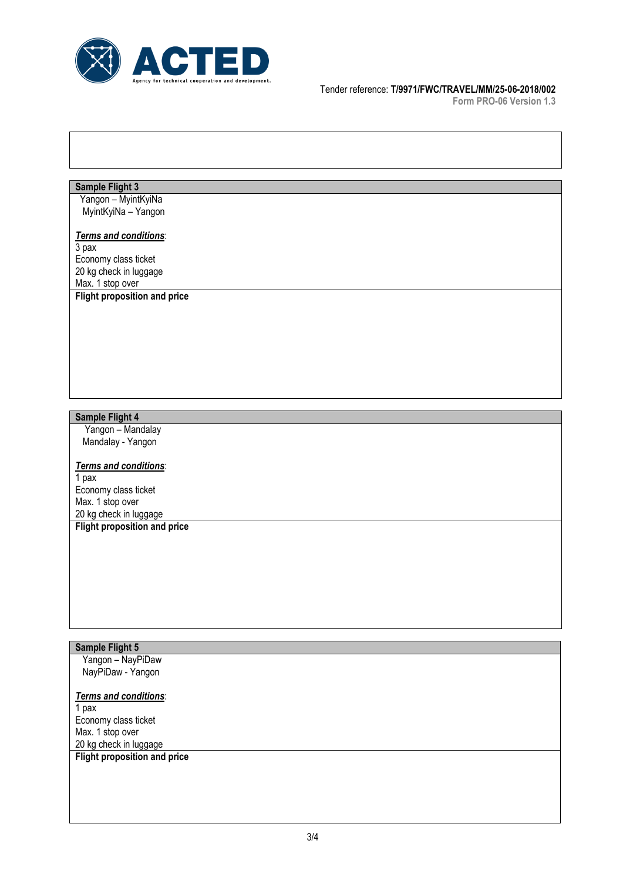Tender reference: **T/9971/FWC/TRAVEL/MM/25-06-2018/002**
**Form PRO-06 Version 1.3**

| **Sample Flight 3** |
|---|
| Yangon – MyintKyiNa<br>MyintKyiNa – Yangon<br><br>***Terms and conditions***:<br>3 pax<br>Economy class ticket<br>20 kg check in luggage<br>Max. 1 stop over |
| **Flight proposition and price** |

| **Sample Flight 4** |
|---|
| Yangon – Mandalay<br>Mandalay - Yangon<br><br>***Terms and conditions***:<br>1 pax<br>Economy class ticket<br>Max. 1 stop over<br>20 kg check in luggage |
| **Flight proposition and price** |

| **Sample Flight 5** |
|---|
| Yangon – NayPiDaw<br>NayPiDaw - Yangon<br><br>***Terms and conditions***:<br>1 pax<br>Economy class ticket<br>Max. 1 stop over<br>20 kg check in luggage |
| **Flight proposition and price** |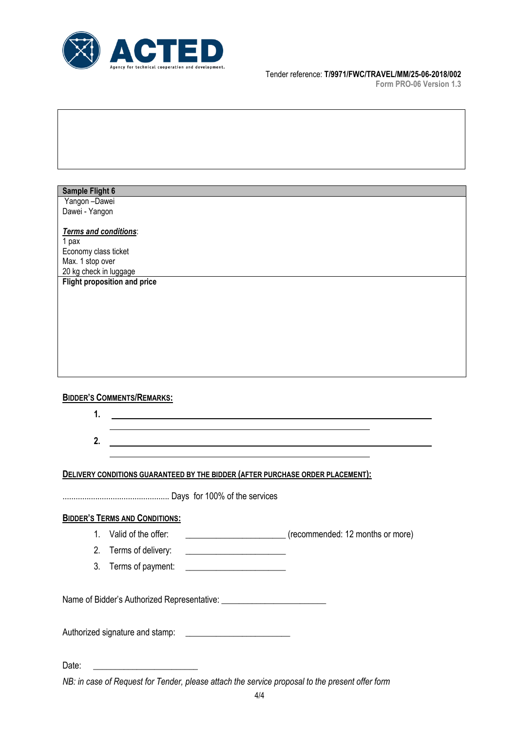Tender reference: **T/9971/FWC/TRAVEL/MM/25-06-2018/002**
**Form PRO-06 Version 1.3**

| **Sample Flight 6** |
|---|
| Yangon –Dawei<br>Dawei - Yangon<br><br>***Terms and conditions***:<br>1 pax<br>Economy class ticket<br>Max. 1 stop over<br>20 kg check in luggage |
| **Flight proposition and price** |

**BIDDER'S COMMENTS/REMARKS:**

1. ______________________________
2. ______________________________

**DELIVERY CONDITIONS GUARANTEED BY THE BIDDER (AFTER PURCHASE ORDER PLACEMENT):**

................................................ Days for 100% of the services

**BIDDER'S TERMS AND CONDITIONS:**

1. Valid of the offer: ______________________ (recommended: 12 months or more)
2. Terms of delivery: ______________________
3. Terms of payment: ______________________

Name of Bidder's Authorized Representative: ______________________

Authorized signature and stamp: ______________________

Date: ______________________

*NB: in case of Request for Tender, please attach the service proposal to the present offer form*